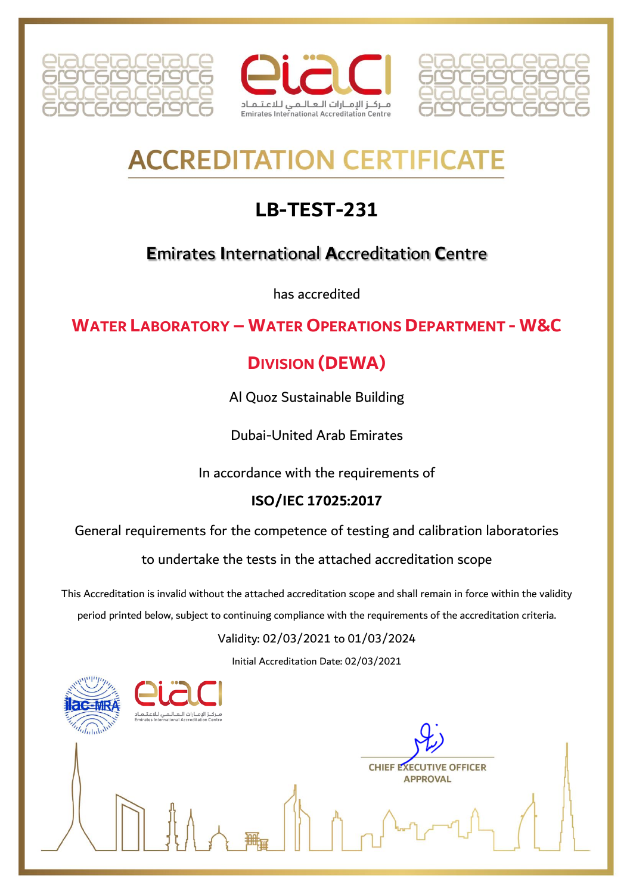مـركـز الإمـارات الـعـالـمـي للاعـتـمـاد
Emirates International Accreditation Centre

# ACCREDITATION CERTIFICATE

## LB-TEST-231

### Emirates International Accreditation Centre

has accredited

## WATER LABORATORY – WATER OPERATIONS DEPARTMENT - W&C DIVISION (DEWA)

Al Quoz Sustainable Building

Dubai-United Arab Emirates

In accordance with the requirements of

**ISO/IEC 17025:2017**

General requirements for the competence of testing and calibration laboratories

to undertake the tests in the attached accreditation scope

This Accreditation is invalid without the attached accreditation scope and shall remain in force within the validity period printed below, subject to continuing compliance with the requirements of the accreditation criteria.

Validity: 02/03/2021 to 01/03/2024

Initial Accreditation Date: 02/03/2021

ilac-MRA

مـركـز الإمـارات الـعـالـمـي للاعـتـمـاد
Emirates International Accreditation Centre

CHIEF EXECUTIVE OFFICER
APPROVAL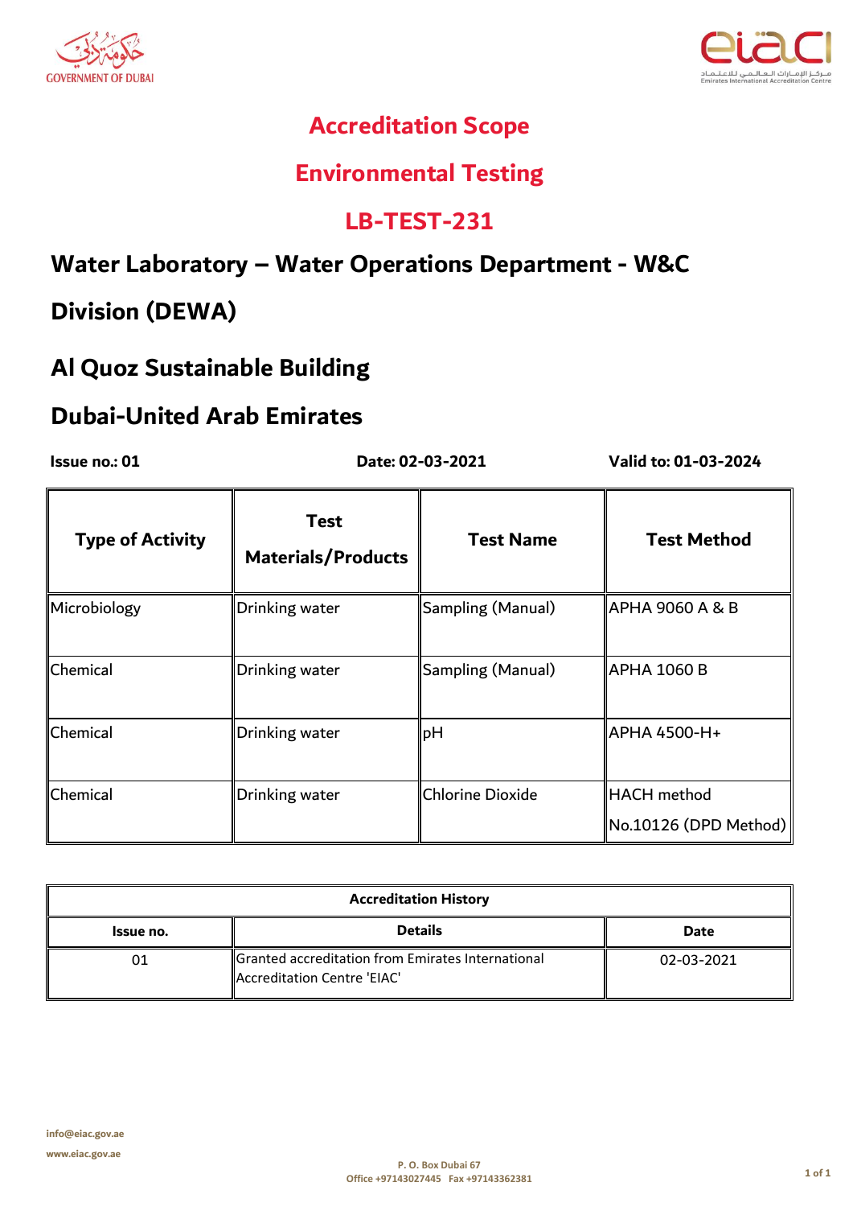# Accreditation Scope

## Environmental Testing

## LB-TEST-231

## Water Laboratory – Water Operations Department - W&C Division (DEWA)

## Al Quoz Sustainable Building

## Dubai-United Arab Emirates

**Issue no.: 01** **Date: 02-03-2021** **Valid to: 01-03-2024**

| Type of Activity | Test Materials/Products | Test Name | Test Method |
|---|---|---|---|
| Microbiology | Drinking water | Sampling (Manual) | APHA 9060 A & B |
| Chemical | Drinking water | Sampling (Manual) | APHA 1060 B |
| Chemical | Drinking water | pH | APHA 4500-H+ |
| Chemical | Drinking water | Chlorine Dioxide | HACH method No.10126 (DPD Method) |

| Accreditation History | | |
|---|---|---|
| **Issue no.** | **Details** | **Date** |
| 01 | Granted accreditation from Emirates International Accreditation Centre 'EIAC' | 02-03-2021 |

info@eiac.gov.ae
www.eiac.gov.ae

P. O. Box Dubai 67
Office +97143027445 Fax +97143362381